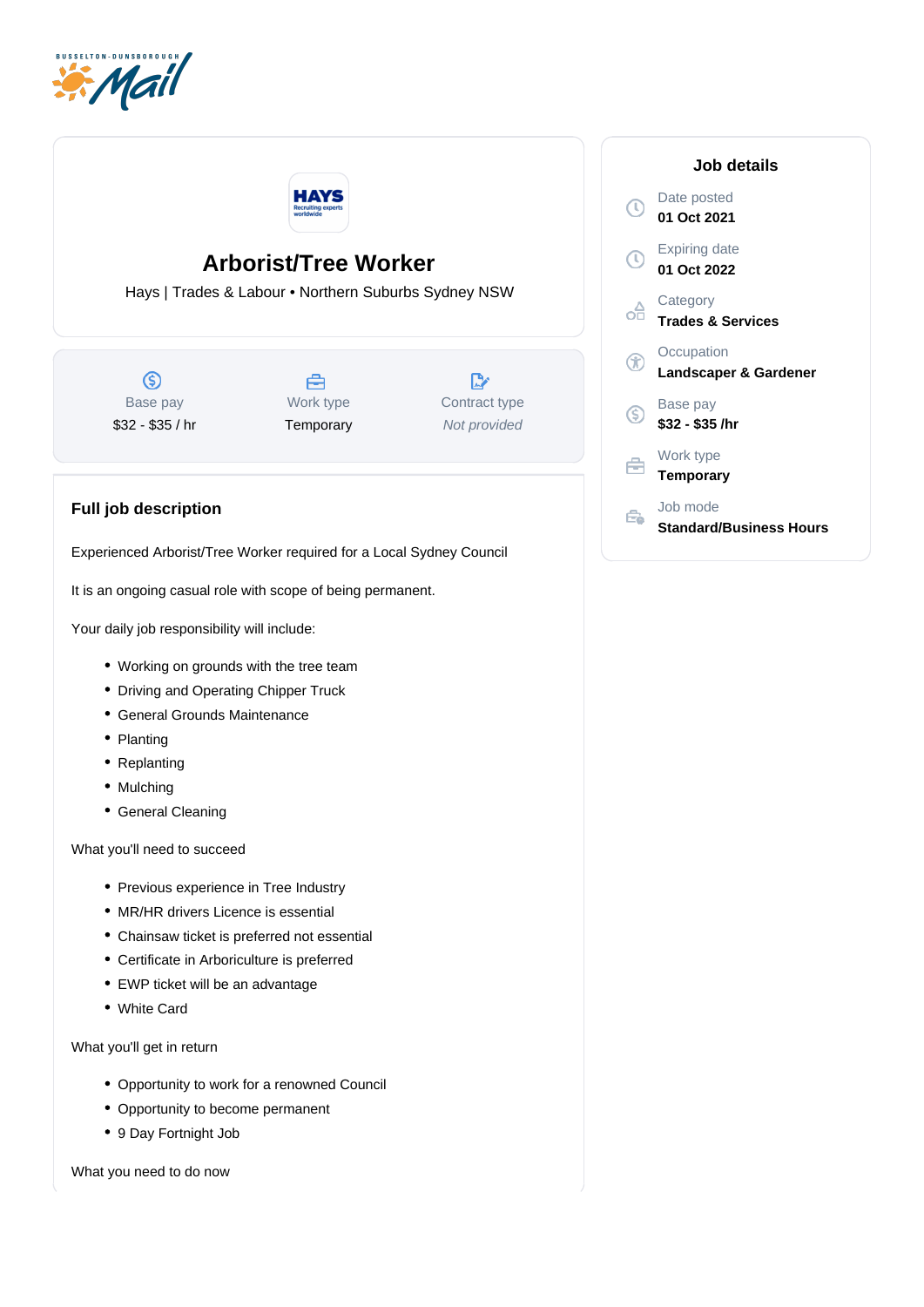# Arborist/Tree Worker

Hays | Trades & Labour • Northern Suburbs Sydney NSW

| Base pay | Work type | Contract type |
|---|---|---|
| $32 - $35 / hr | Temporary | *Not provided* |

## Job details

Date posted
**01 Oct 2021**

Expiring date
**01 Oct 2022**

Category
**Trades & Services**

Occupation
**Landscaper & Gardener**

Base pay
**$32 - $35 /hr**

Work type
**Temporary**

Job mode
**Standard/Business Hours**

## Full job description

Experienced Arborist/Tree Worker required for a Local Sydney Council

It is an ongoing casual role with scope of being permanent.

Your daily job responsibility will include:

- Working on grounds with the tree team
- Driving and Operating Chipper Truck
- General Grounds Maintenance
- Planting
- Replanting
- Mulching
- General Cleaning

What you'll need to succeed

- Previous experience in Tree Industry
- MR/HR drivers Licence is essential
- Chainsaw ticket is preferred not essential
- Certificate in Arboriculture is preferred
- EWP ticket will be an advantage
- White Card

What you'll get in return

- Opportunity to work for a renowned Council
- Opportunity to become permanent
- 9 Day Fortnight Job

What you need to do now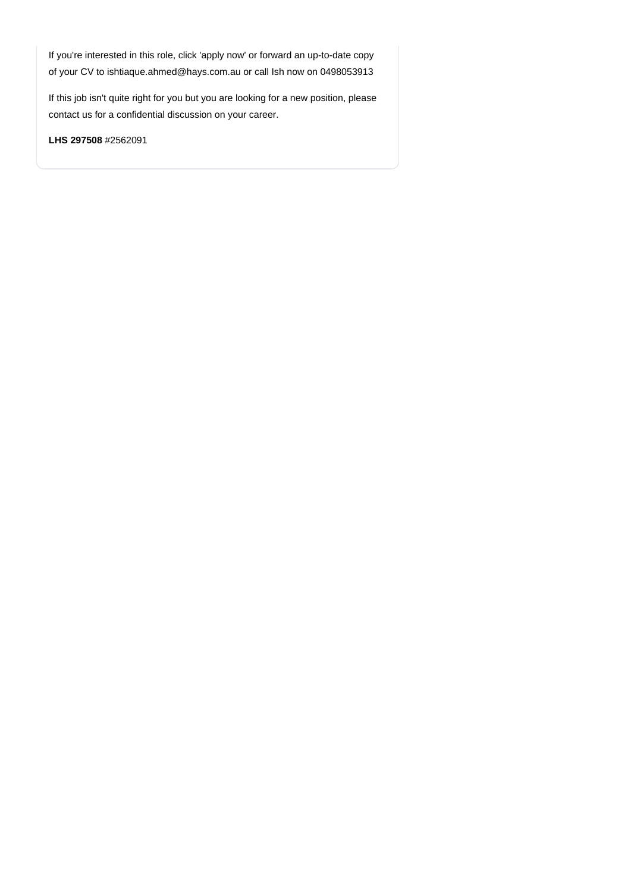If you're interested in this role, click 'apply now' or forward an up-to-date copy of your CV to ishtiaque.ahmed@hays.com.au or call Ish now on 0498053913

If this job isn't quite right for you but you are looking for a new position, please contact us for a confidential discussion on your career.

**LHS 297508** #2562091